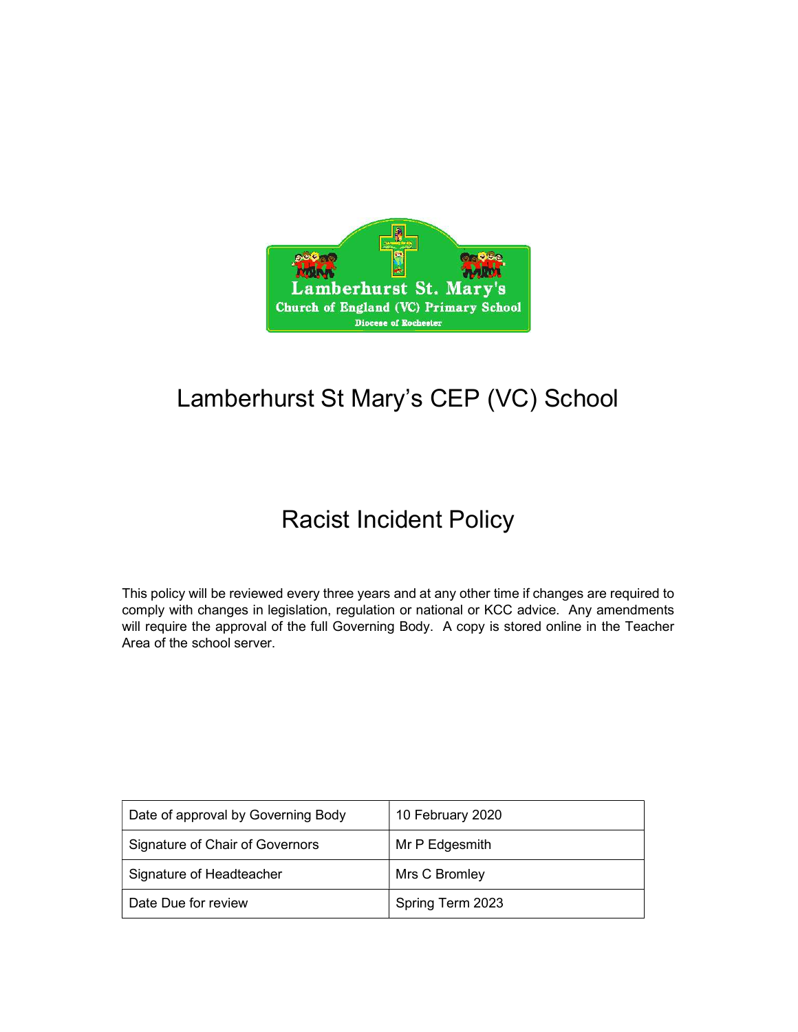# Lamberhurst St Mary's CEP (VC) School

# Racist Incident Policy

This policy will be reviewed every three years and at any other time if changes are required to comply with changes in legislation, regulation or national or KCC advice. Any amendments will require the approval of the full Governing Body. A copy is stored online in the Teacher Area of the school server.

| Date of approval by Governing Body | 10 February 2020 |
|---|---|
| Signature of Chair of Governors | Mr P Edgesmith |
| Signature of Headteacher | Mrs C Bromley |
| Date Due for review | Spring Term 2023 |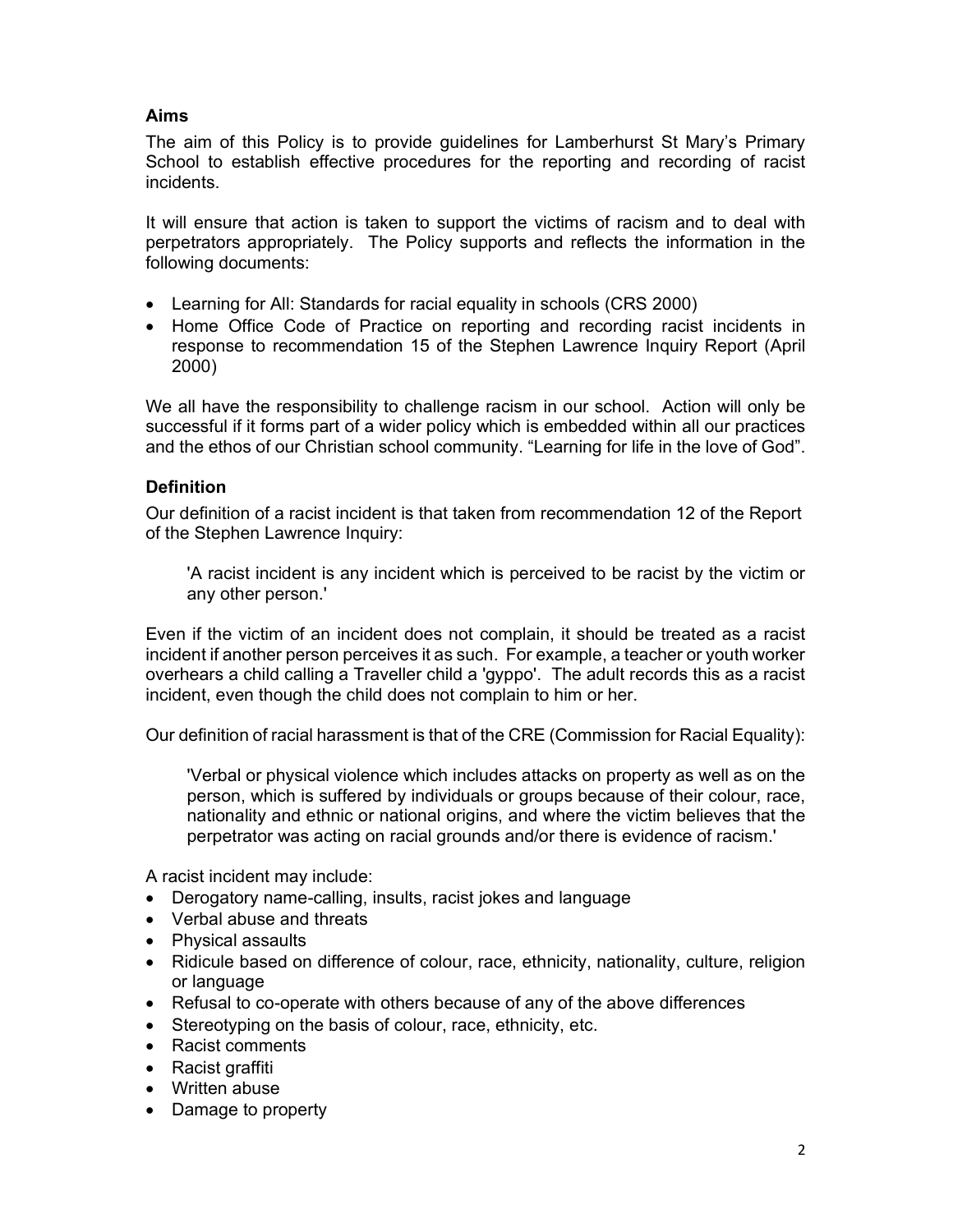## Aims

The aim of this Policy is to provide guidelines for Lamberhurst St Mary's Primary School to establish effective procedures for the reporting and recording of racist incidents.

It will ensure that action is taken to support the victims of racism and to deal with perpetrators appropriately. The Policy supports and reflects the information in the following documents:

- Learning for All: Standards for racial equality in schools (CRS 2000)
- Home Office Code of Practice on reporting and recording racist incidents in response to recommendation 15 of the Stephen Lawrence Inquiry Report (April 2000)

We all have the responsibility to challenge racism in our school. Action will only be successful if it forms part of a wider policy which is embedded within all our practices and the ethos of our Christian school community. "Learning for life in the love of God".

## Definition

Our definition of a racist incident is that taken from recommendation 12 of the Report of the Stephen Lawrence Inquiry:

> 'A racist incident is any incident which is perceived to be racist by the victim or any other person.'

Even if the victim of an incident does not complain, it should be treated as a racist incident if another person perceives it as such. For example, a teacher or youth worker overhears a child calling a Traveller child a 'gyppo'. The adult records this as a racist incident, even though the child does not complain to him or her.

Our definition of racial harassment is that of the CRE (Commission for Racial Equality):

> 'Verbal or physical violence which includes attacks on property as well as on the person, which is suffered by individuals or groups because of their colour, race, nationality and ethnic or national origins, and where the victim believes that the perpetrator was acting on racial grounds and/or there is evidence of racism.'

A racist incident may include:

- Derogatory name-calling, insults, racist jokes and language
- Verbal abuse and threats
- Physical assaults
- Ridicule based on difference of colour, race, ethnicity, nationality, culture, religion or language
- Refusal to co-operate with others because of any of the above differences
- Stereotyping on the basis of colour, race, ethnicity, etc.
- Racist comments
- Racist graffiti
- Written abuse
- Damage to property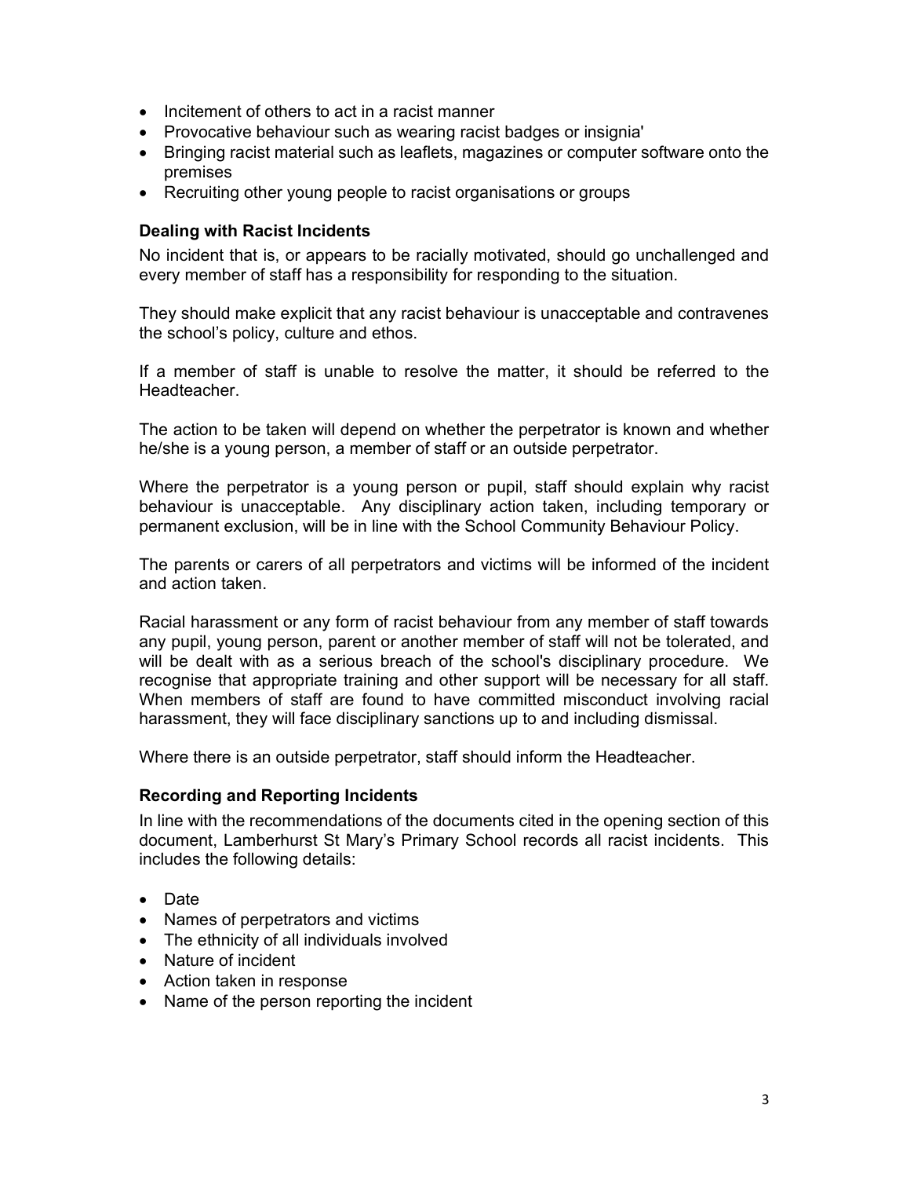- Incitement of others to act in a racist manner
- Provocative behaviour such as wearing racist badges or insignia'
- Bringing racist material such as leaflets, magazines or computer software onto the premises
- Recruiting other young people to racist organisations or groups

### Dealing with Racist Incidents

No incident that is, or appears to be racially motivated, should go unchallenged and every member of staff has a responsibility for responding to the situation.

They should make explicit that any racist behaviour is unacceptable and contravenes the school's policy, culture and ethos.

If a member of staff is unable to resolve the matter, it should be referred to the Headteacher.

The action to be taken will depend on whether the perpetrator is known and whether he/she is a young person, a member of staff or an outside perpetrator.

Where the perpetrator is a young person or pupil, staff should explain why racist behaviour is unacceptable. Any disciplinary action taken, including temporary or permanent exclusion, will be in line with the School Community Behaviour Policy.

The parents or carers of all perpetrators and victims will be informed of the incident and action taken.

Racial harassment or any form of racist behaviour from any member of staff towards any pupil, young person, parent or another member of staff will not be tolerated, and will be dealt with as a serious breach of the school's disciplinary procedure. We recognise that appropriate training and other support will be necessary for all staff. When members of staff are found to have committed misconduct involving racial harassment, they will face disciplinary sanctions up to and including dismissal.

Where there is an outside perpetrator, staff should inform the Headteacher.

### Recording and Reporting Incidents

In line with the recommendations of the documents cited in the opening section of this document, Lamberhurst St Mary's Primary School records all racist incidents. This includes the following details:

- Date
- Names of perpetrators and victims
- The ethnicity of all individuals involved
- Nature of incident
- Action taken in response
- Name of the person reporting the incident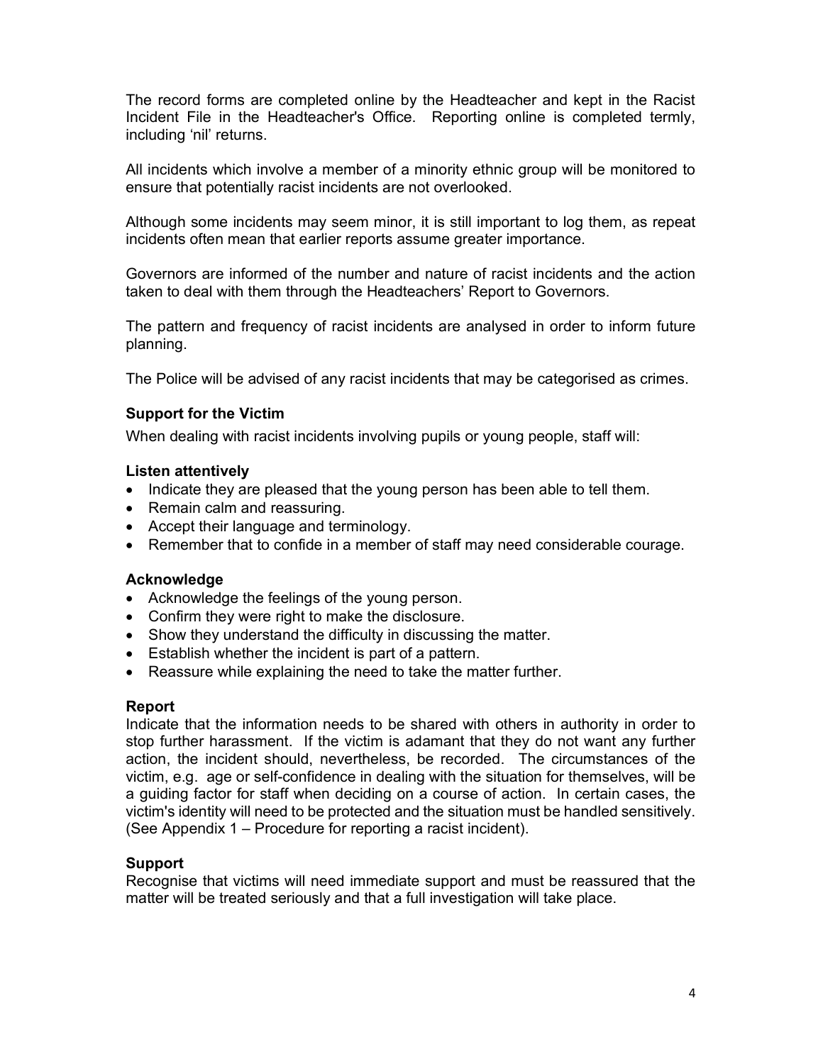The record forms are completed online by the Headteacher and kept in the Racist Incident File in the Headteacher's Office. Reporting online is completed termly, including 'nil' returns.

All incidents which involve a member of a minority ethnic group will be monitored to ensure that potentially racist incidents are not overlooked.

Although some incidents may seem minor, it is still important to log them, as repeat incidents often mean that earlier reports assume greater importance.

Governors are informed of the number and nature of racist incidents and the action taken to deal with them through the Headteachers' Report to Governors.

The pattern and frequency of racist incidents are analysed in order to inform future planning.

The Police will be advised of any racist incidents that may be categorised as crimes.

### Support for the Victim

When dealing with racist incidents involving pupils or young people, staff will:

#### Listen attentively

- Indicate they are pleased that the young person has been able to tell them.
- Remain calm and reassuring.
- Accept their language and terminology.
- Remember that to confide in a member of staff may need considerable courage.

#### Acknowledge

- Acknowledge the feelings of the young person.
- Confirm they were right to make the disclosure.
- Show they understand the difficulty in discussing the matter.
- Establish whether the incident is part of a pattern.
- Reassure while explaining the need to take the matter further.

#### Report

Indicate that the information needs to be shared with others in authority in order to stop further harassment. If the victim is adamant that they do not want any further action, the incident should, nevertheless, be recorded. The circumstances of the victim, e.g. age or self-confidence in dealing with the situation for themselves, will be a guiding factor for staff when deciding on a course of action. In certain cases, the victim's identity will need to be protected and the situation must be handled sensitively. (See Appendix 1 – Procedure for reporting a racist incident).

#### Support

Recognise that victims will need immediate support and must be reassured that the matter will be treated seriously and that a full investigation will take place.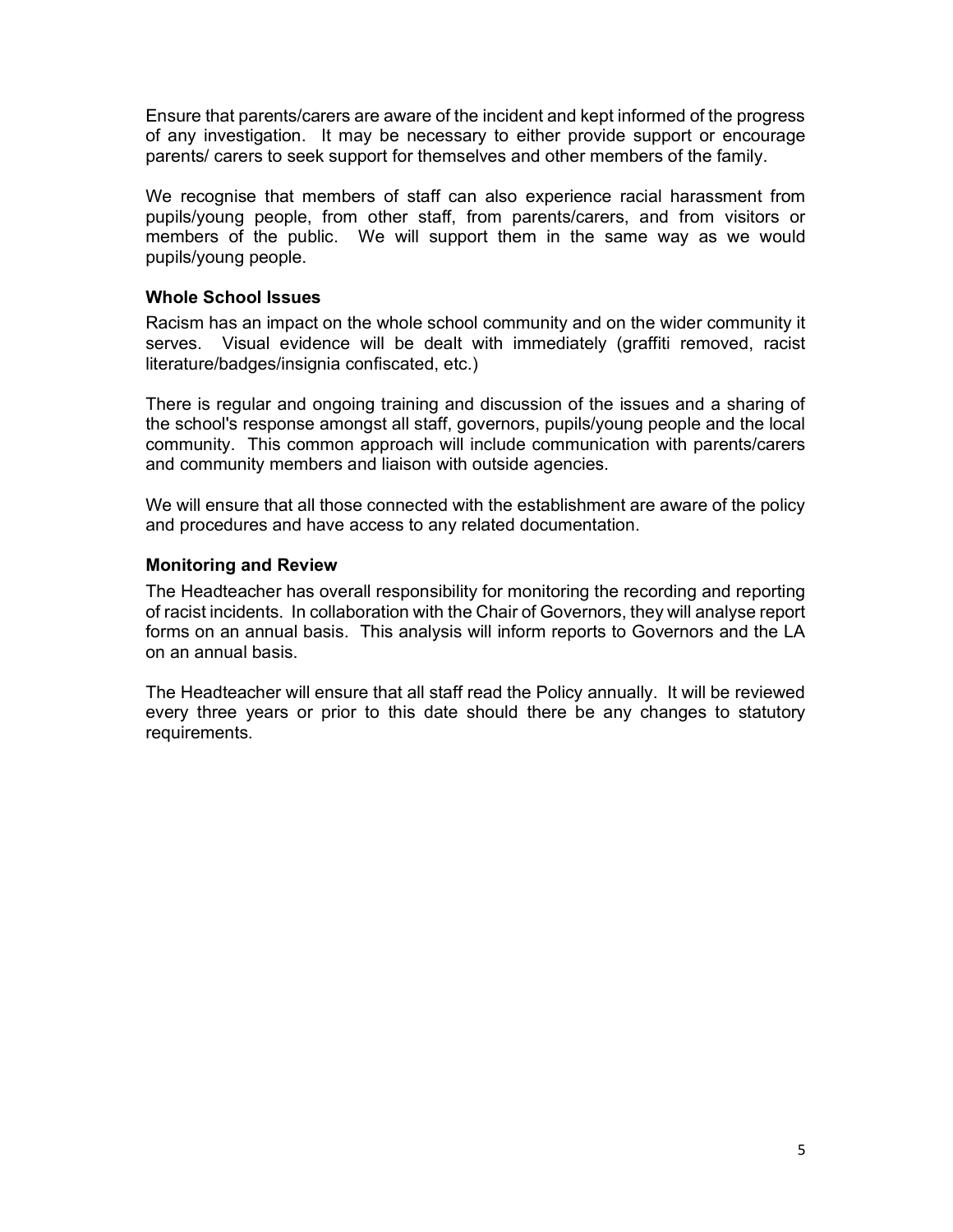Ensure that parents/carers are aware of the incident and kept informed of the progress of any investigation. It may be necessary to either provide support or encourage parents/ carers to seek support for themselves and other members of the family.

We recognise that members of staff can also experience racial harassment from pupils/young people, from other staff, from parents/carers, and from visitors or members of the public. We will support them in the same way as we would pupils/young people.

### Whole School Issues

Racism has an impact on the whole school community and on the wider community it serves. Visual evidence will be dealt with immediately (graffiti removed, racist literature/badges/insignia confiscated, etc.)

There is regular and ongoing training and discussion of the issues and a sharing of the school's response amongst all staff, governors, pupils/young people and the local community. This common approach will include communication with parents/carers and community members and liaison with outside agencies.

We will ensure that all those connected with the establishment are aware of the policy and procedures and have access to any related documentation.

### Monitoring and Review

The Headteacher has overall responsibility for monitoring the recording and reporting of racist incidents. In collaboration with the Chair of Governors, they will analyse report forms on an annual basis. This analysis will inform reports to Governors and the LA on an annual basis.

The Headteacher will ensure that all staff read the Policy annually. It will be reviewed every three years or prior to this date should there be any changes to statutory requirements.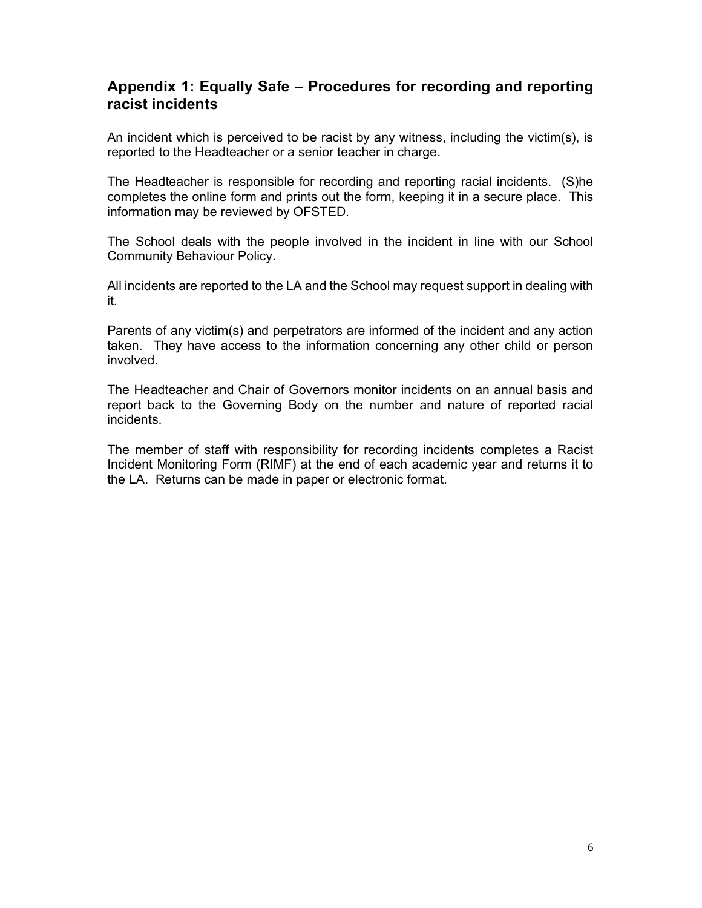## Appendix 1: Equally Safe – Procedures for recording and reporting racist incidents

An incident which is perceived to be racist by any witness, including the victim(s), is reported to the Headteacher or a senior teacher in charge.

The Headteacher is responsible for recording and reporting racial incidents. (S)he completes the online form and prints out the form, keeping it in a secure place. This information may be reviewed by OFSTED.

The School deals with the people involved in the incident in line with our School Community Behaviour Policy.

All incidents are reported to the LA and the School may request support in dealing with it.

Parents of any victim(s) and perpetrators are informed of the incident and any action taken. They have access to the information concerning any other child or person involved.

The Headteacher and Chair of Governors monitor incidents on an annual basis and report back to the Governing Body on the number and nature of reported racial incidents.

The member of staff with responsibility for recording incidents completes a Racist Incident Monitoring Form (RIMF) at the end of each academic year and returns it to the LA. Returns can be made in paper or electronic format.